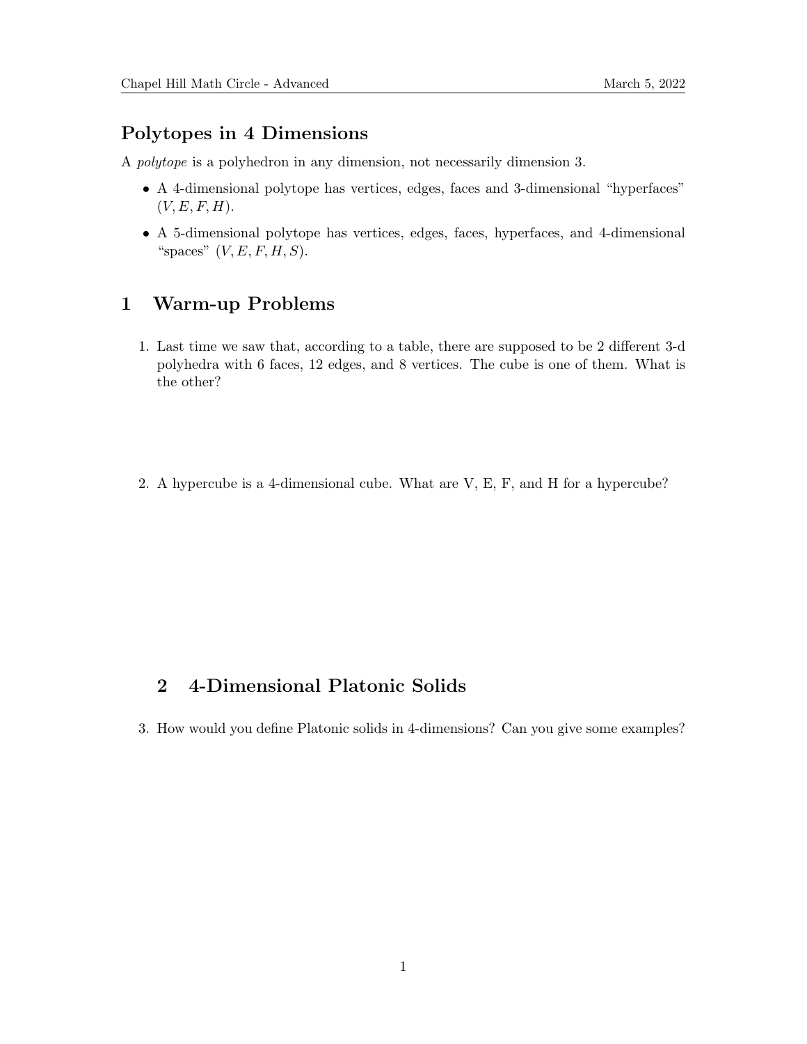# Polytopes in 4 Dimensions

A *polytope* is a polyhedron in any dimension, not necessarily dimension 3.

- A 4-dimensional polytope has vertices, edges, faces and 3-dimensional "hyperfaces" $(V, E, F, H)$.
- A 5-dimensional polytope has vertices, edges, faces, hyperfaces, and 4-dimensional "spaces" $(V, E, F, H, S)$.

## 1 Warm-up Problems

1. Last time we saw that, according to a table, there are supposed to be 2 different 3-d polyhedra with 6 faces, 12 edges, and 8 vertices. The cube is one of them. What is the other?

2. A hypercube is a 4-dimensional cube. What are V, E, F, and H for a hypercube?

## 2 4-Dimensional Platonic Solids

3. How would you define Platonic solids in 4-dimensions? Can you give some examples?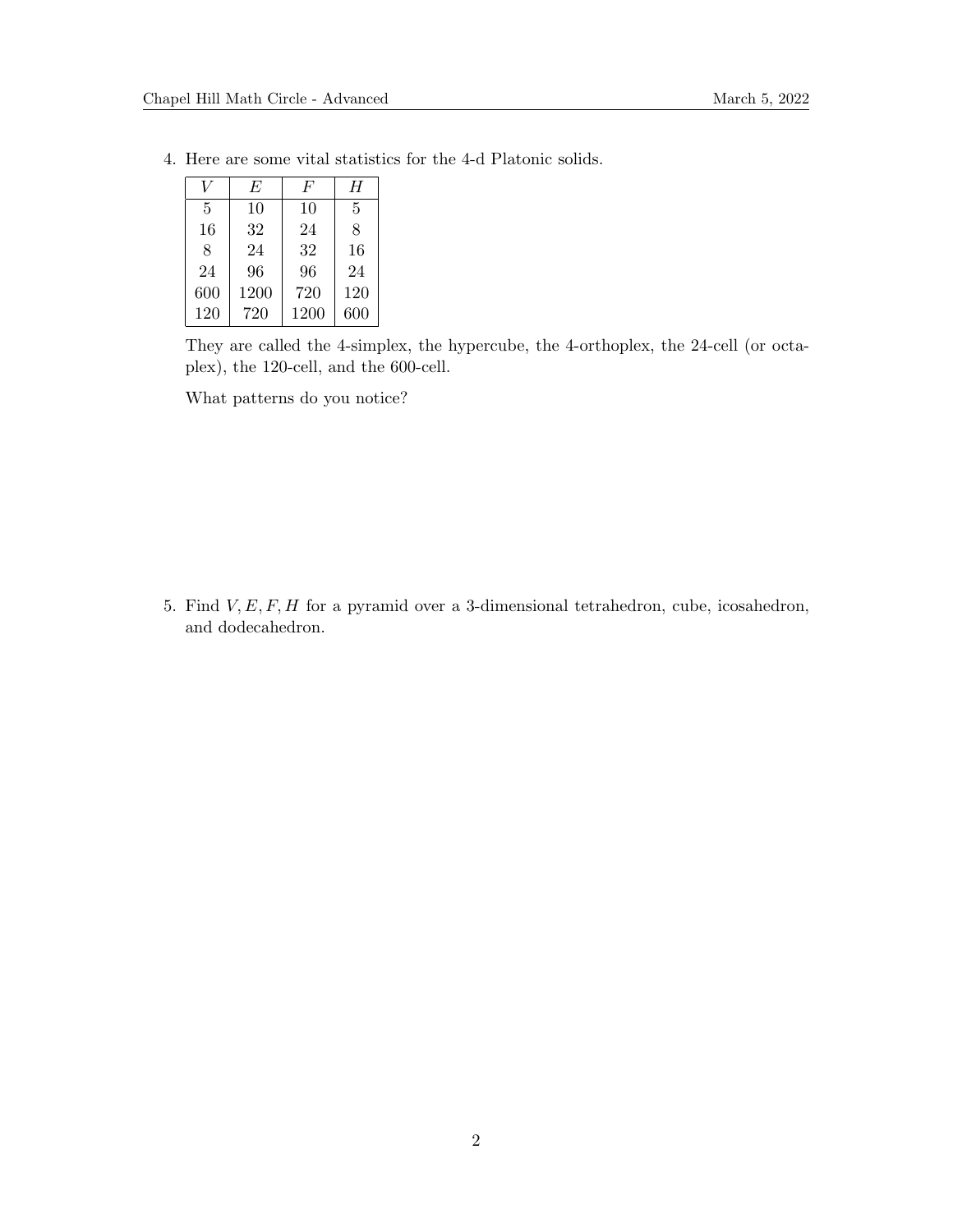4. Here are some vital statistics for the 4-d Platonic solids.

| $V$ | $E$ | $F$ | $H$ |
|---|---|---|---|
| 5 | 10 | 10 | 5 |
| 16 | 32 | 24 | 8 |
| 8 | 24 | 32 | 16 |
| 24 | 96 | 96 | 24 |
| 600 | 1200 | 720 | 120 |
| 120 | 720 | 1200 | 600 |

   They are called the 4-simplex, the hypercube, the 4-orthoplex, the 24-cell (or octaplex), the 120-cell, and the 600-cell.

   What patterns do you notice?

5. Find $V, E, F, H$ for a pyramid over a 3-dimensional tetrahedron, cube, icosahedron, and dodecahedron.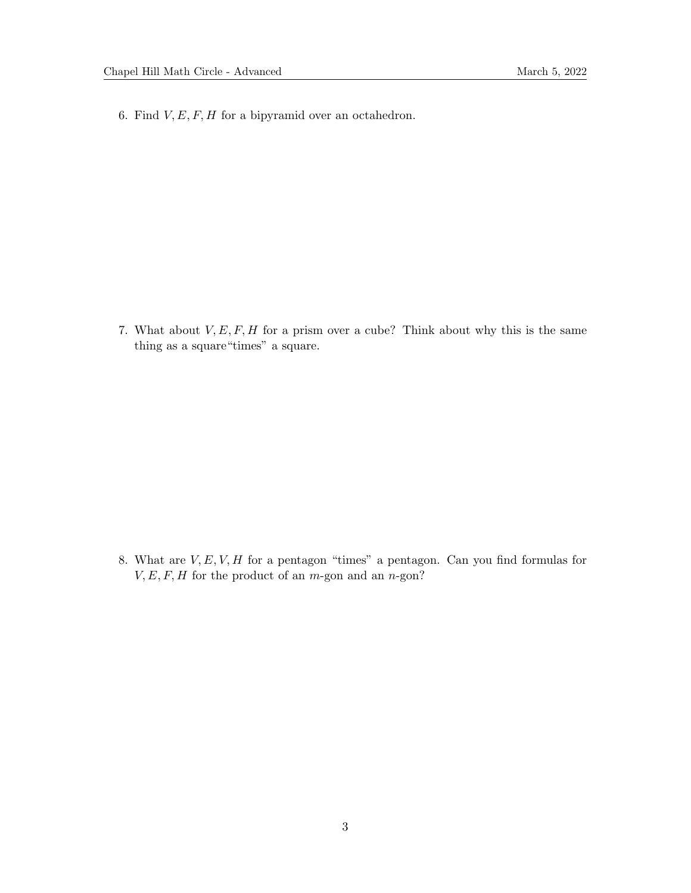6. Find $V, E, F, H$ for a bipyramid over an octahedron.

7. What about $V, E, F, H$ for a prism over a cube? Think about why this is the same thing as a square"times" a square.

8. What are $V, E, V, H$ for a pentagon "times" a pentagon. Can you find formulas for $V, E, F, H$ for the product of an $m$-gon and an $n$-gon?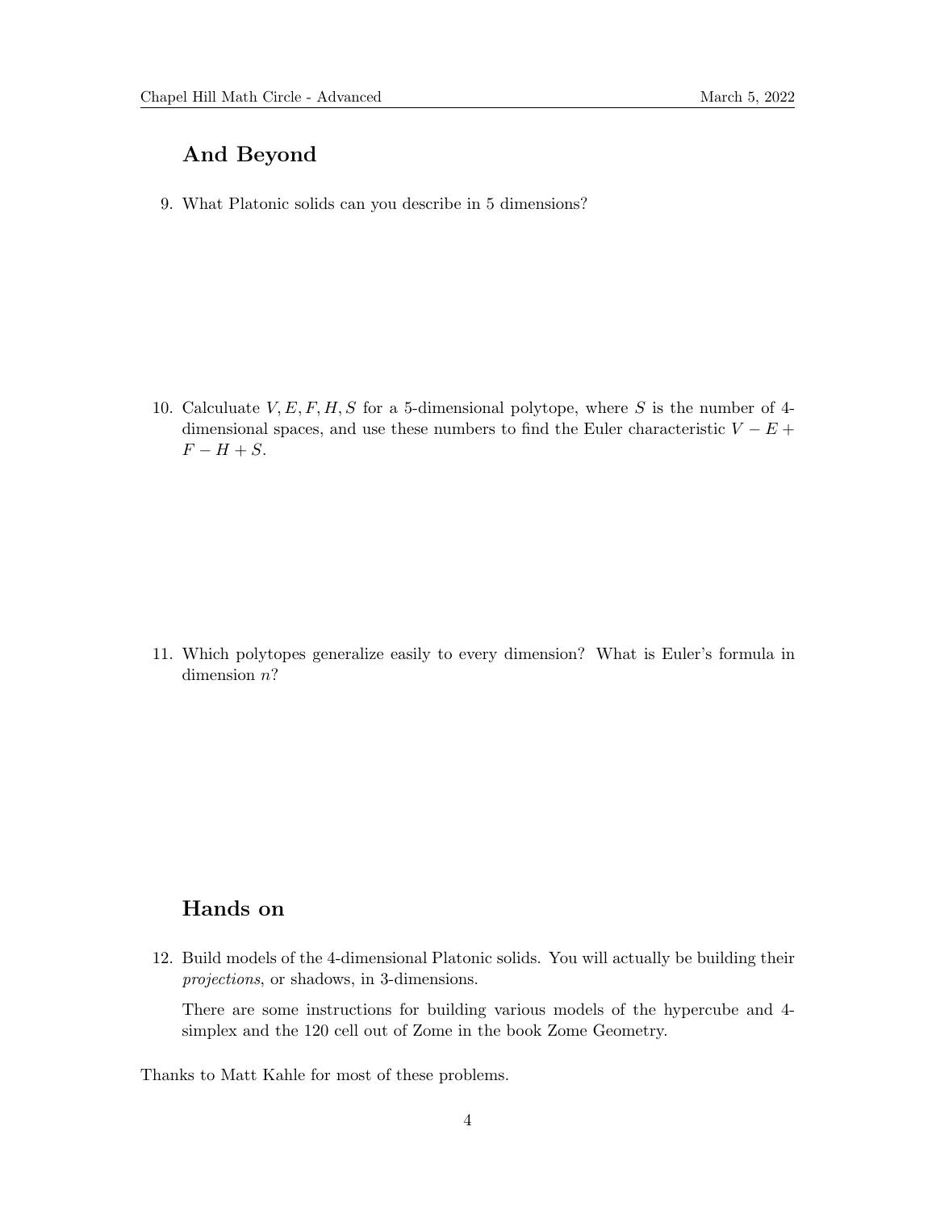## And Beyond

9. What Platonic solids can you describe in 5 dimensions?

10. Calculuate $V, E, F, H, S$ for a 5-dimensional polytope, where $S$ is the number of 4-dimensional spaces, and use these numbers to find the Euler characteristic $V - E + F - H + S$.

11. Which polytopes generalize easily to every dimension? What is Euler's formula in dimension $n$?

## Hands on

12. Build models of the 4-dimensional Platonic solids. You will actually be building their *projections*, or shadows, in 3-dimensions.

    There are some instructions for building various models of the hypercube and 4-simplex and the 120 cell out of Zome in the book Zome Geometry.

Thanks to Matt Kahle for most of these problems.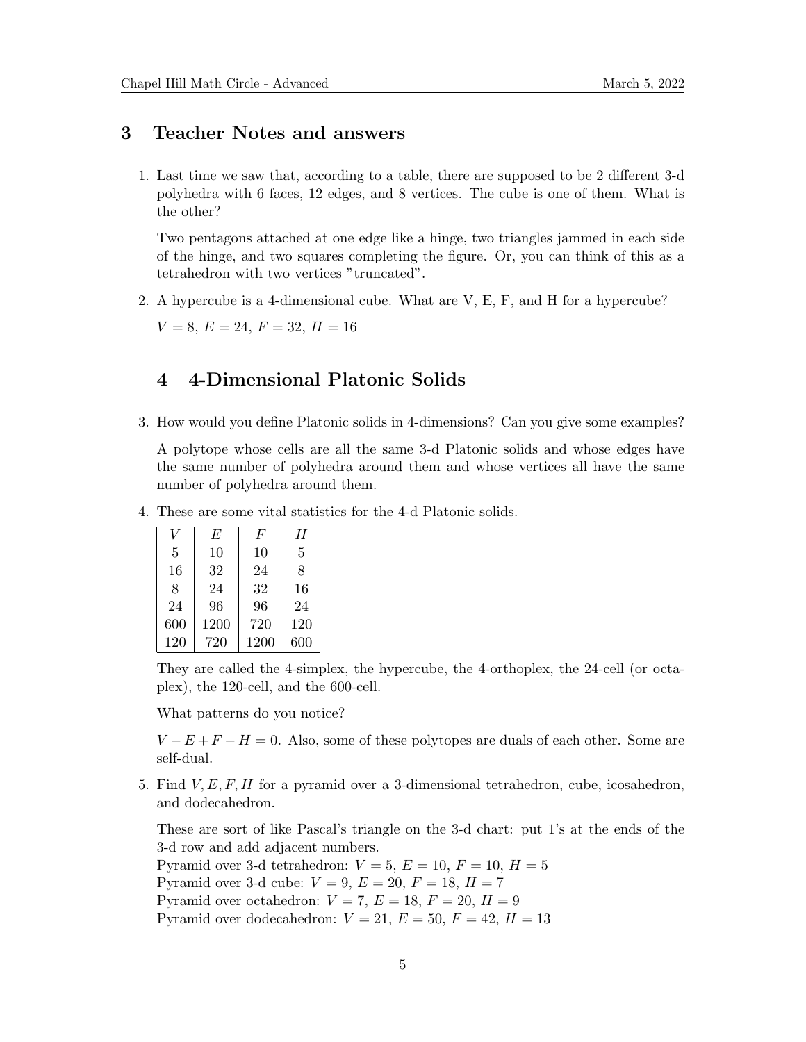## 3 Teacher Notes and answers

1. Last time we saw that, according to a table, there are supposed to be 2 different 3-d polyhedra with 6 faces, 12 edges, and 8 vertices. The cube is one of them. What is the other?

   Two pentagons attached at one edge like a hinge, two triangles jammed in each side of the hinge, and two squares completing the figure. Or, you can think of this as a tetrahedron with two vertices "truncated".

2. A hypercube is a 4-dimensional cube. What are V, E, F, and H for a hypercube?

   $V = 8$, $E = 24$, $F = 32$, $H = 16$

## 4 4-Dimensional Platonic Solids

3. How would you define Platonic solids in 4-dimensions? Can you give some examples?

   A polytope whose cells are all the same 3-d Platonic solids and whose edges have the same number of polyhedra around them and whose vertices all have the same number of polyhedra around them.

4. These are some vital statistics for the 4-d Platonic solids.

| $V$ | $E$ | $F$ | $H$ |
|---|---|---|---|
| 5 | 10 | 10 | 5 |
| 16 | 32 | 24 | 8 |
| 8 | 24 | 32 | 16 |
| 24 | 96 | 96 | 24 |
| 600 | 1200 | 720 | 120 |
| 120 | 720 | 1200 | 600 |

   They are called the 4-simplex, the hypercube, the 4-orthoplex, the 24-cell (or octaplex), the 120-cell, and the 600-cell.

   What patterns do you notice?

   $V - E + F - H = 0$. Also, some of these polytopes are duals of each other. Some are self-dual.

5. Find $V, E, F, H$ for a pyramid over a 3-dimensional tetrahedron, cube, icosahedron, and dodecahedron.

   These are sort of like Pascal's triangle on the 3-d chart: put 1's at the ends of the 3-d row and add adjacent numbers.
   Pyramid over 3-d tetrahedron: $V = 5$, $E = 10$, $F = 10$, $H = 5$
   Pyramid over 3-d cube: $V = 9$, $E = 20$, $F = 18$, $H = 7$
   Pyramid over octahedron: $V = 7$, $E = 18$, $F = 20$, $H = 9$
   Pyramid over dodecahedron: $V = 21$, $E = 50$, $F = 42$, $H = 13$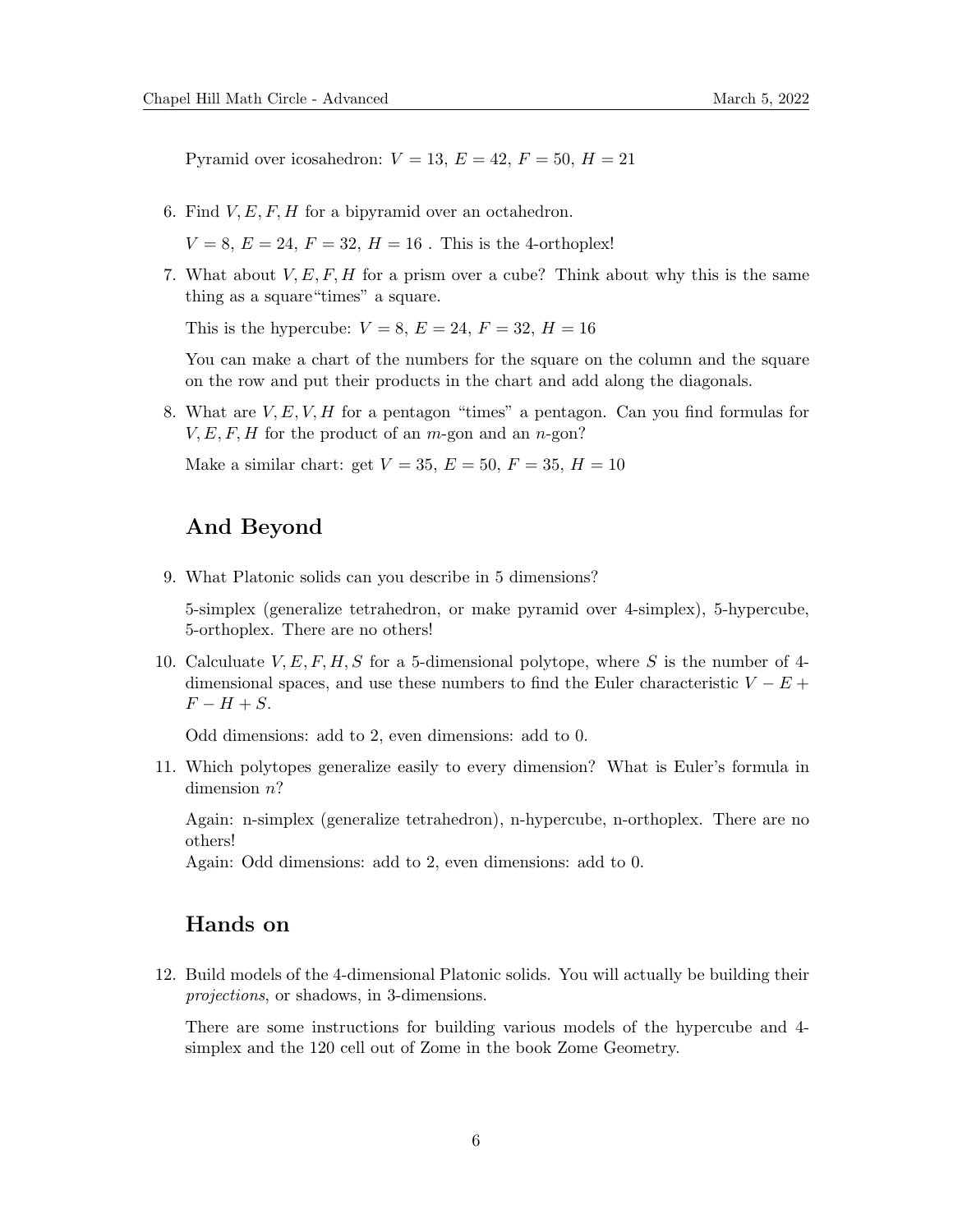Pyramid over icosahedron: $V = 13$, $E = 42$, $F = 50$, $H = 21$

6. Find $V, E, F, H$ for a bipyramid over an octahedron.

   $V = 8$, $E = 24$, $F = 32$, $H = 16$ . This is the 4-orthoplex!

7. What about $V, E, F, H$ for a prism over a cube? Think about why this is the same thing as a square"times" a square.

   This is the hypercube: $V = 8$, $E = 24$, $F = 32$, $H = 16$

   You can make a chart of the numbers for the square on the column and the square on the row and put their products in the chart and add along the diagonals.

8. What are $V, E, V, H$ for a pentagon "times" a pentagon. Can you find formulas for $V, E, F, H$ for the product of an $m$-gon and an $n$-gon?

   Make a similar chart: get $V = 35$, $E = 50$, $F = 35$, $H = 10$

## And Beyond

9. What Platonic solids can you describe in 5 dimensions?

   5-simplex (generalize tetrahedron, or make pyramid over 4-simplex), 5-hypercube, 5-orthoplex. There are no others!

10. Calculuate $V, E, F, H, S$ for a 5-dimensional polytope, where $S$ is the number of 4-dimensional spaces, and use these numbers to find the Euler characteristic $V - E + F - H + S$.

    Odd dimensions: add to 2, even dimensions: add to 0.

11. Which polytopes generalize easily to every dimension? What is Euler's formula in dimension $n$?

    Again: n-simplex (generalize tetrahedron), n-hypercube, n-orthoplex. There are no others!
    Again: Odd dimensions: add to 2, even dimensions: add to 0.

## Hands on

12. Build models of the 4-dimensional Platonic solids. You will actually be building their *projections*, or shadows, in 3-dimensions.

    There are some instructions for building various models of the hypercube and 4-simplex and the 120 cell out of Zome in the book Zome Geometry.